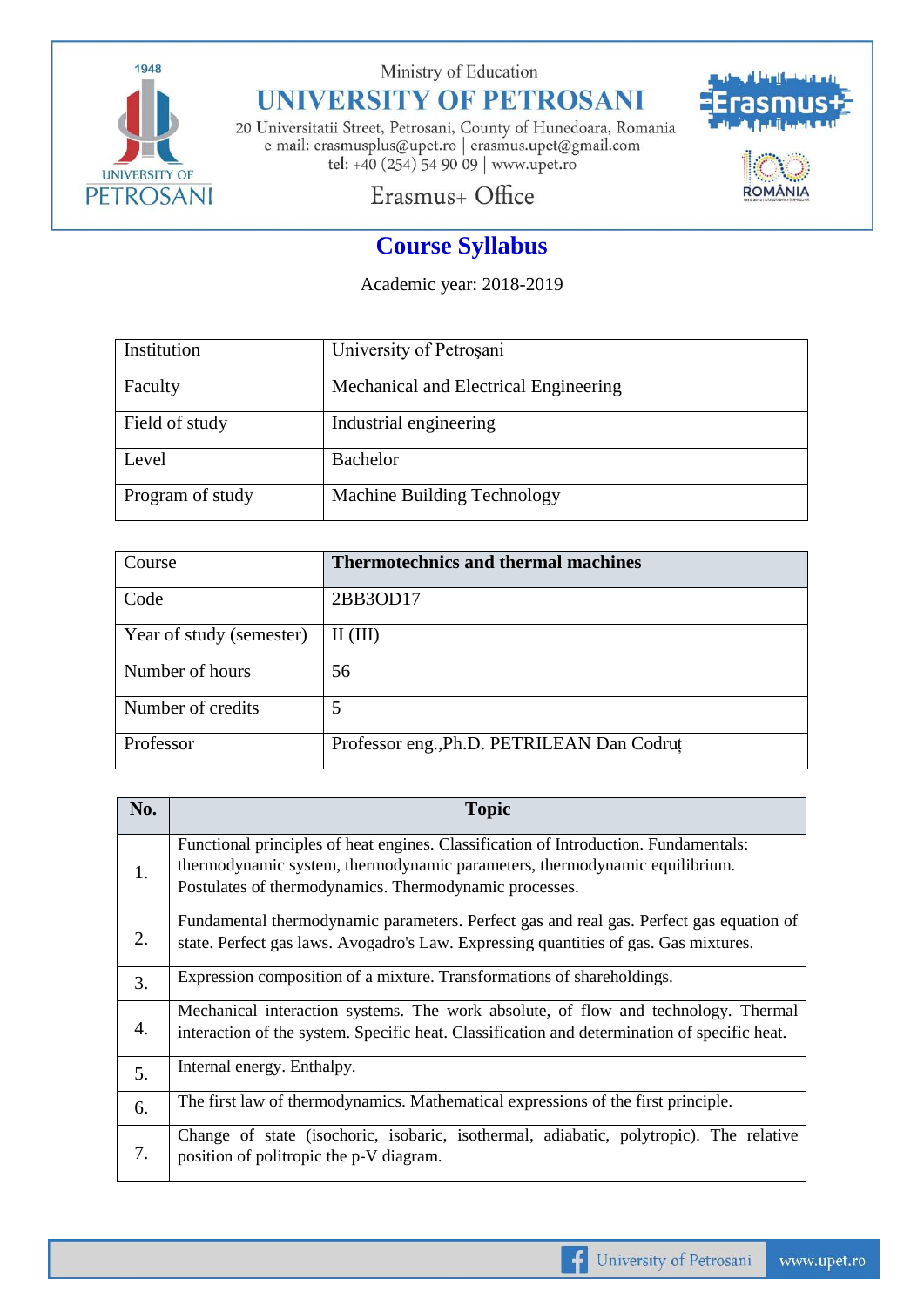Ministry of Education

# UNIVERSITY OF PETROSANI

20 Universitatii Street, Petrosani, County of Hunedoara, Romania
e-mail: erasmusplus@upet.ro | erasmus.upet@gmail.com
tel: +40 (254) 54 90 09 | www.upet.ro

Erasmus+ Office

## Course Syllabus

Academic year: 2018-2019

| Institution | University of Petroşani |
|---|---|
| Faculty | Mechanical and Electrical Engineering |
| Field of study | Industrial engineering |
| Level | Bachelor |
| Program of study | Machine Building Technology |

| Course | **Thermotechnics and thermal machines** |
|---|---|
| Code | 2BB3OD17 |
| Year of study (semester) | II (III) |
| Number of hours | 56 |
| Number of credits | 5 |
| Professor | Professor eng.,Ph.D. PETRILEAN Dan Codruț |

| No. | Topic |
|---|---|
| 1. | Functional principles of heat engines. Classification of Introduction. Fundamentals: thermodynamic system, thermodynamic parameters, thermodynamic equilibrium. Postulates of thermodynamics. Thermodynamic processes. |
| 2. | Fundamental thermodynamic parameters. Perfect gas and real gas. Perfect gas equation of state. Perfect gas laws. Avogadro's Law. Expressing quantities of gas. Gas mixtures. |
| 3. | Expression composition of a mixture. Transformations of shareholdings. |
| 4. | Mechanical interaction systems. The work absolute, of flow and technology. Thermal interaction of the system. Specific heat. Classification and determination of specific heat. |
| 5. | Internal energy. Enthalpy. |
| 6. | The first law of thermodynamics. Mathematical expressions of the first principle. |
| 7. | Change of state (isochoric, isobaric, isothermal, adiabatic, polytropic). The relative position of politropic the p-V diagram. |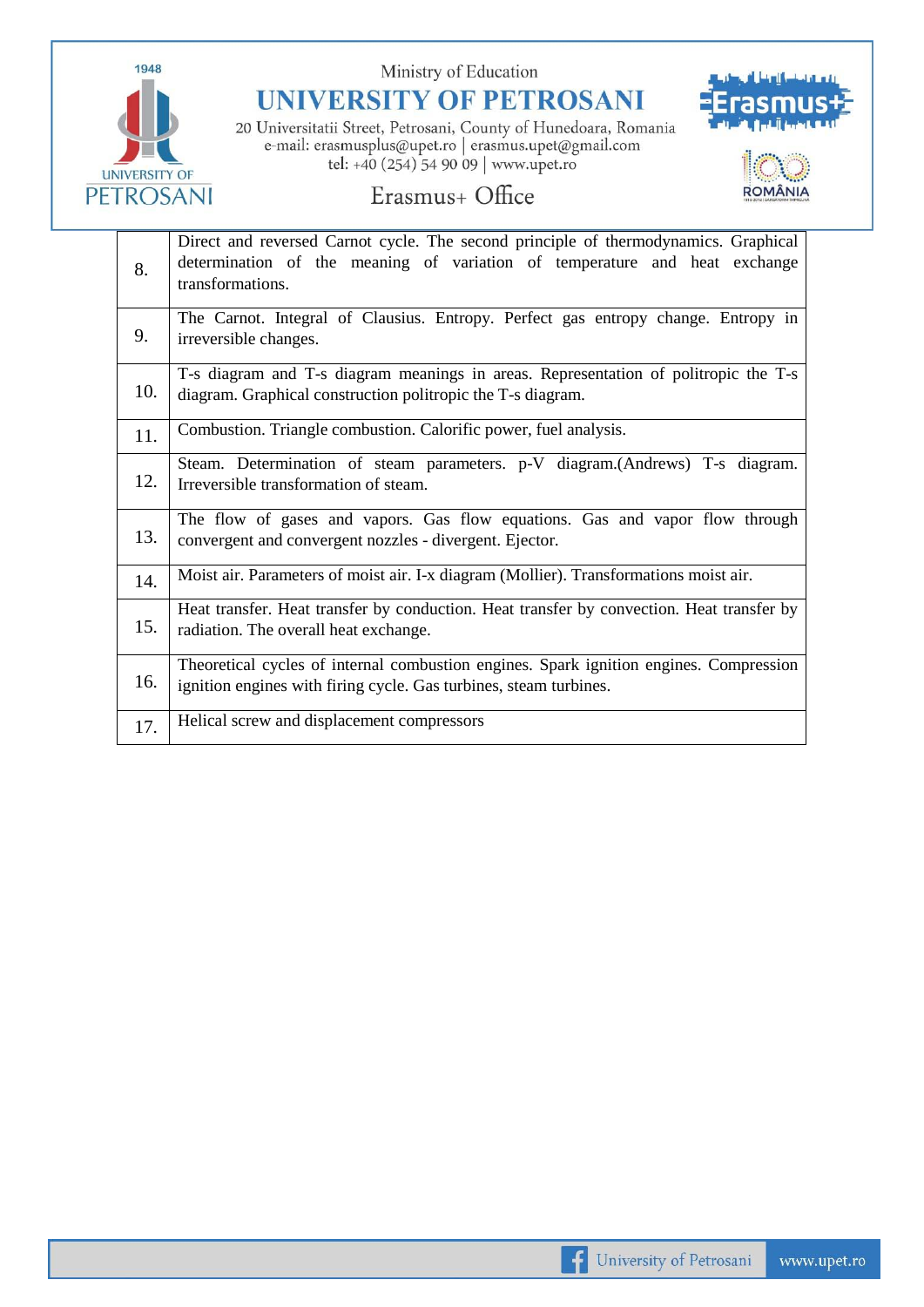| | |
|---|---|
| 8. | Direct and reversed Carnot cycle. The second principle of thermodynamics. Graphical determination of the meaning of variation of temperature and heat exchange transformations. |
| 9. | The Carnot. Integral of Clausius. Entropy. Perfect gas entropy change. Entropy in irreversible changes. |
| 10. | T-s diagram and T-s diagram meanings in areas. Representation of politropic the T-s diagram. Graphical construction politropic the T-s diagram. |
| 11. | Combustion. Triangle combustion. Calorific power, fuel analysis. |
| 12. | Steam. Determination of steam parameters. p-V diagram.(Andrews) T-s diagram. Irreversible transformation of steam. |
| 13. | The flow of gases and vapors. Gas flow equations. Gas and vapor flow through convergent and convergent nozzles - divergent. Ejector. |
| 14. | Moist air. Parameters of moist air. I-x diagram (Mollier). Transformations moist air. |
| 15. | Heat transfer. Heat transfer by conduction. Heat transfer by convection. Heat transfer by radiation. The overall heat exchange. |
| 16. | Theoretical cycles of internal combustion engines. Spark ignition engines. Compression ignition engines with firing cycle. Gas turbines, steam turbines. |
| 17. | Helical screw and displacement compressors |